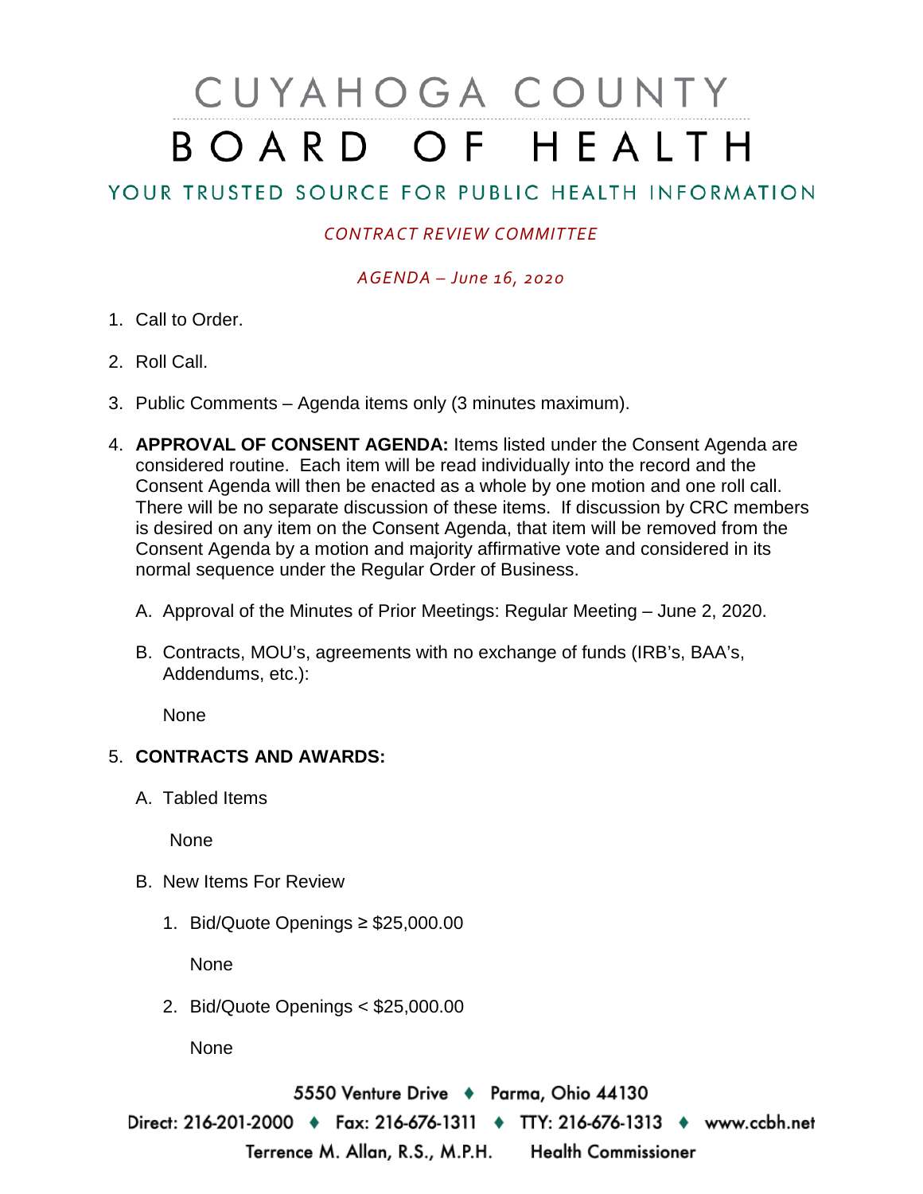# CUYAHOGA COUNTY BOARD OF HEALTH

## YOUR TRUSTED SOURCE FOR PUBLIC HEALTH INFORMATION

*CONTRACT REVIEW COMMITTEE*

*AGENDA – June 16, 2020*

1. Call to Order.

2. Roll Call.

3. Public Comments – Agenda items only (3 minutes maximum).

4. **APPROVAL OF CONSENT AGENDA:** Items listed under the Consent Agenda are considered routine. Each item will be read individually into the record and the Consent Agenda will then be enacted as a whole by one motion and one roll call. There will be no separate discussion of these items. If discussion by CRC members is desired on any item on the Consent Agenda, that item will be removed from the Consent Agenda by a motion and majority affirmative vote and considered in its normal sequence under the Regular Order of Business.

   A. Approval of the Minutes of Prior Meetings: Regular Meeting – June 2, 2020.

   B. Contracts, MOU's, agreements with no exchange of funds (IRB's, BAA's, Addendums, etc.):

      None

5. **CONTRACTS AND AWARDS:**

   A. Tabled Items

      None

   B. New Items For Review

      1. Bid/Quote Openings ≥ $25,000.00

         None

      2. Bid/Quote Openings < $25,000.00

         None

5550 Venture Drive ♦ Parma, Ohio 44130
Direct: 216-201-2000 ♦ Fax: 216-676-1311 ♦ TTY: 216-676-1313 ♦ www.ccbh.net
Terrence M. Allan, R.S., M.P.H. Health Commissioner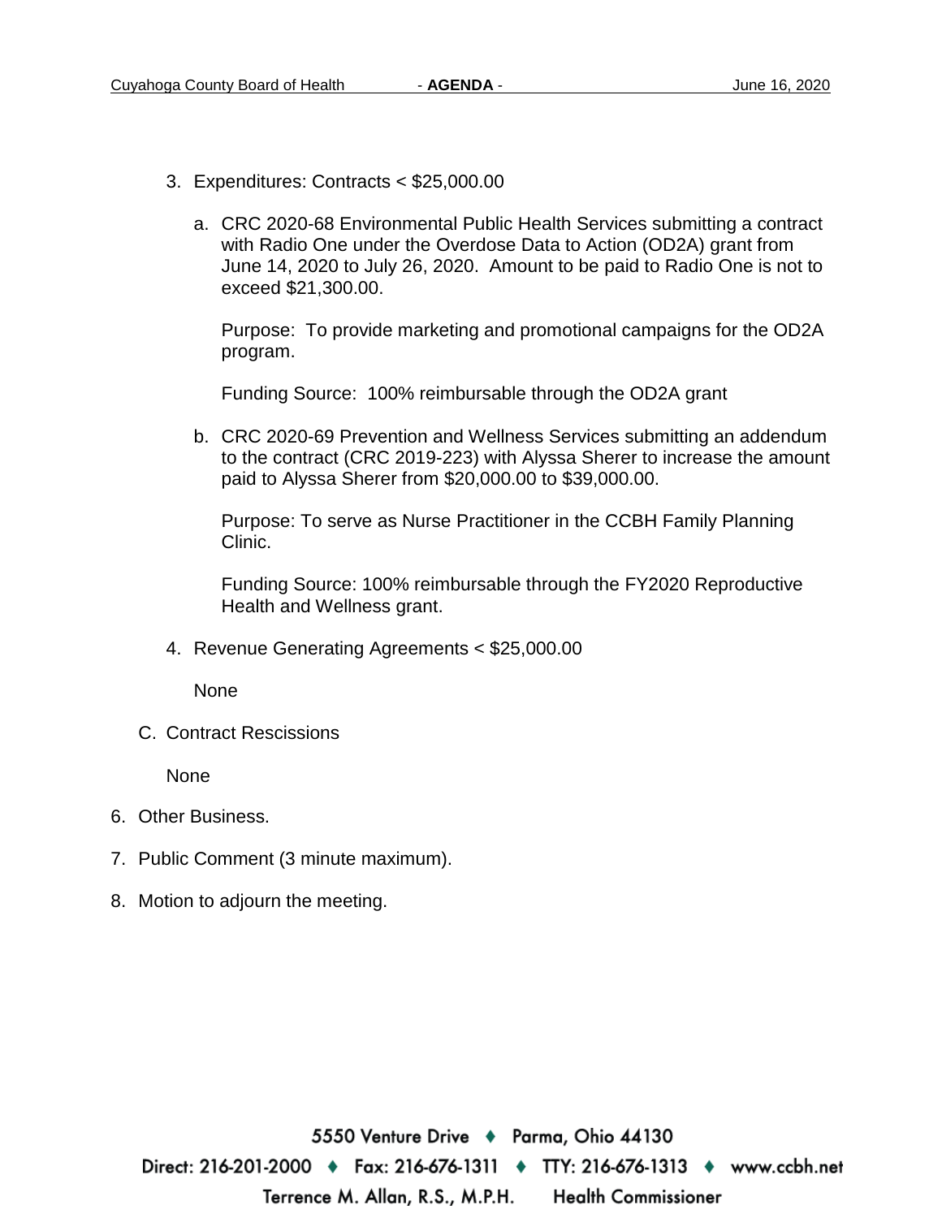3. Expenditures: Contracts < $25,000.00

   a. CRC 2020-68 Environmental Public Health Services submitting a contract with Radio One under the Overdose Data to Action (OD2A) grant from June 14, 2020 to July 26, 2020. Amount to be paid to Radio One is not to exceed $21,300.00.

      Purpose: To provide marketing and promotional campaigns for the OD2A program.

      Funding Source: 100% reimbursable through the OD2A grant

   b. CRC 2020-69 Prevention and Wellness Services submitting an addendum to the contract (CRC 2019-223) with Alyssa Sherer to increase the amount paid to Alyssa Sherer from $20,000.00 to $39,000.00.

      Purpose: To serve as Nurse Practitioner in the CCBH Family Planning Clinic.

      Funding Source: 100% reimbursable through the FY2020 Reproductive Health and Wellness grant.

4. Revenue Generating Agreements < $25,000.00

   None

C. Contract Rescissions

   None

6. Other Business.

7. Public Comment (3 minute maximum).

8. Motion to adjourn the meeting.